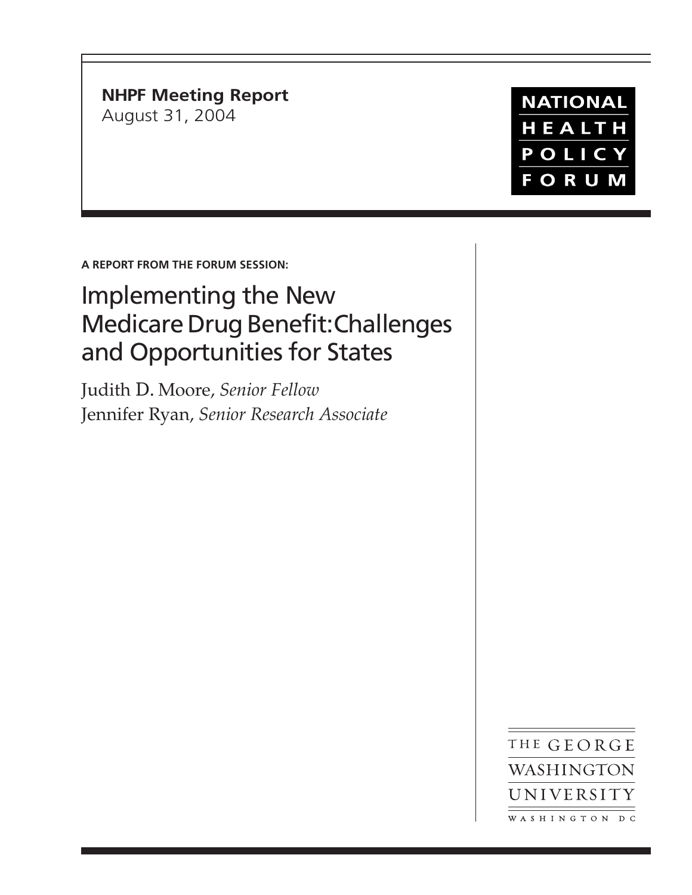**NHPF Meeting Report**
August 31, 2004

NATIONAL HEALTH POLICY FORUM

**A REPORT FROM THE FORUM SESSION:**

# Implementing the New Medicare Drug Benefit: Challenges and Opportunities for States

Judith D. Moore, *Senior Fellow*
Jennifer Ryan, *Senior Research Associate*

THE GEORGE WASHINGTON UNIVERSITY
WASHINGTON DC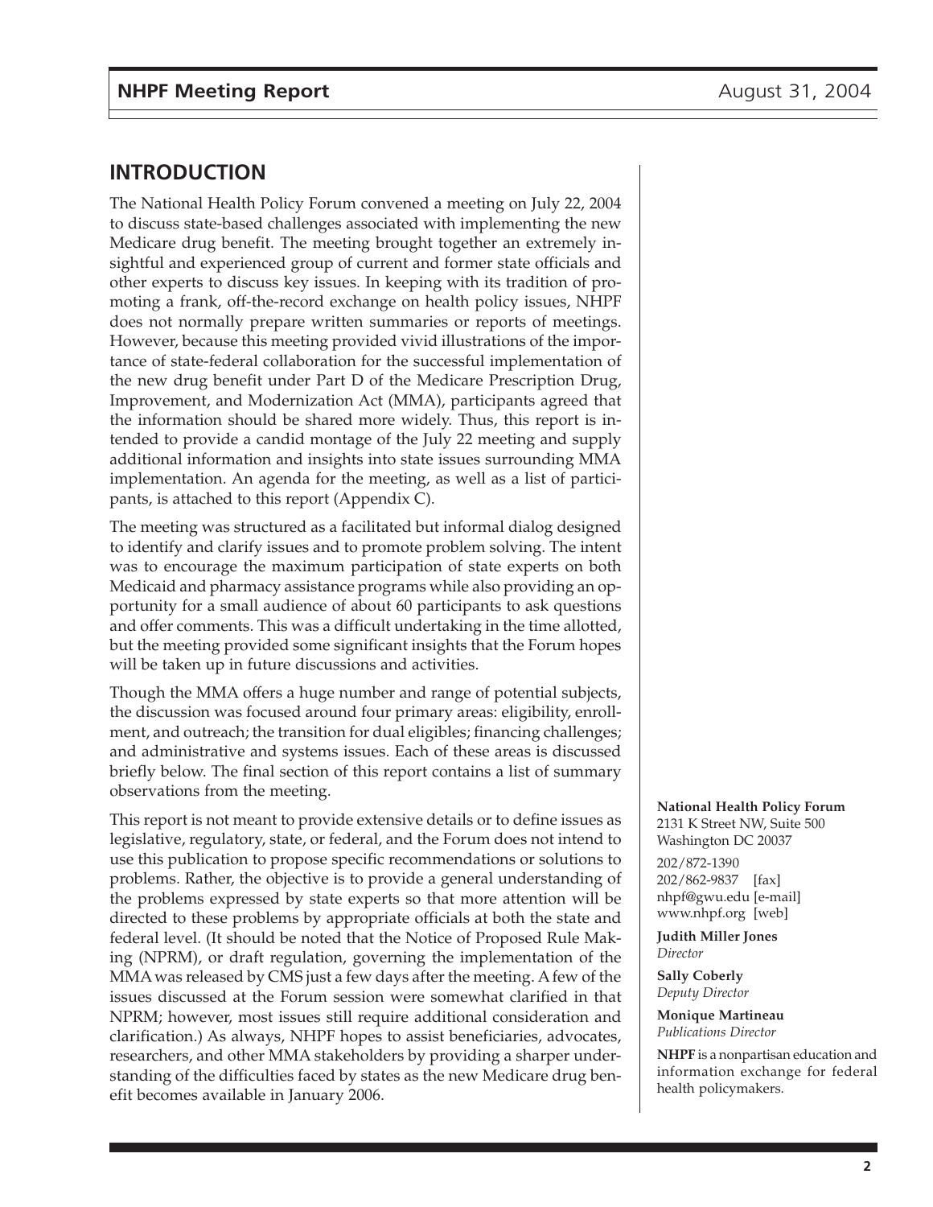## INTRODUCTION

The National Health Policy Forum convened a meeting on July 22, 2004 to discuss state-based challenges associated with implementing the new Medicare drug benefit. The meeting brought together an extremely insightful and experienced group of current and former state officials and other experts to discuss key issues. In keeping with its tradition of promoting a frank, off-the-record exchange on health policy issues, NHPF does not normally prepare written summaries or reports of meetings. However, because this meeting provided vivid illustrations of the importance of state-federal collaboration for the successful implementation of the new drug benefit under Part D of the Medicare Prescription Drug, Improvement, and Modernization Act (MMA), participants agreed that the information should be shared more widely. Thus, this report is intended to provide a candid montage of the July 22 meeting and supply additional information and insights into state issues surrounding MMA implementation. An agenda for the meeting, as well as a list of participants, is attached to this report (Appendix C).

The meeting was structured as a facilitated but informal dialog designed to identify and clarify issues and to promote problem solving. The intent was to encourage the maximum participation of state experts on both Medicaid and pharmacy assistance programs while also providing an opportunity for a small audience of about 60 participants to ask questions and offer comments. This was a difficult undertaking in the time allotted, but the meeting provided some significant insights that the Forum hopes will be taken up in future discussions and activities.

Though the MMA offers a huge number and range of potential subjects, the discussion was focused around four primary areas: eligibility, enrollment, and outreach; the transition for dual eligibles; financing challenges; and administrative and systems issues. Each of these areas is discussed briefly below. The final section of this report contains a list of summary observations from the meeting.

This report is not meant to provide extensive details or to define issues as legislative, regulatory, state, or federal, and the Forum does not intend to use this publication to propose specific recommendations or solutions to problems. Rather, the objective is to provide a general understanding of the problems expressed by state experts so that more attention will be directed to these problems by appropriate officials at both the state and federal level. (It should be noted that the Notice of Proposed Rule Making (NPRM), or draft regulation, governing the implementation of the MMA was released by CMS just a few days after the meeting. A few of the issues discussed at the Forum session were somewhat clarified in that NPRM; however, most issues still require additional consideration and clarification.) As always, NHPF hopes to assist beneficiaries, advocates, researchers, and other MMA stakeholders by providing a sharper understanding of the difficulties faced by states as the new Medicare drug benefit becomes available in January 2006.

**National Health Policy Forum**
2131 K Street NW, Suite 500
Washington DC 20037

202/872-1390
202/862-9837 [fax]
nhpf@gwu.edu [e-mail]
www.nhpf.org [web]

**Judith Miller Jones**
*Director*

**Sally Coberly**
*Deputy Director*

**Monique Martineau**
*Publications Director*

**NHPF** is a nonpartisan education and information exchange for federal health policymakers.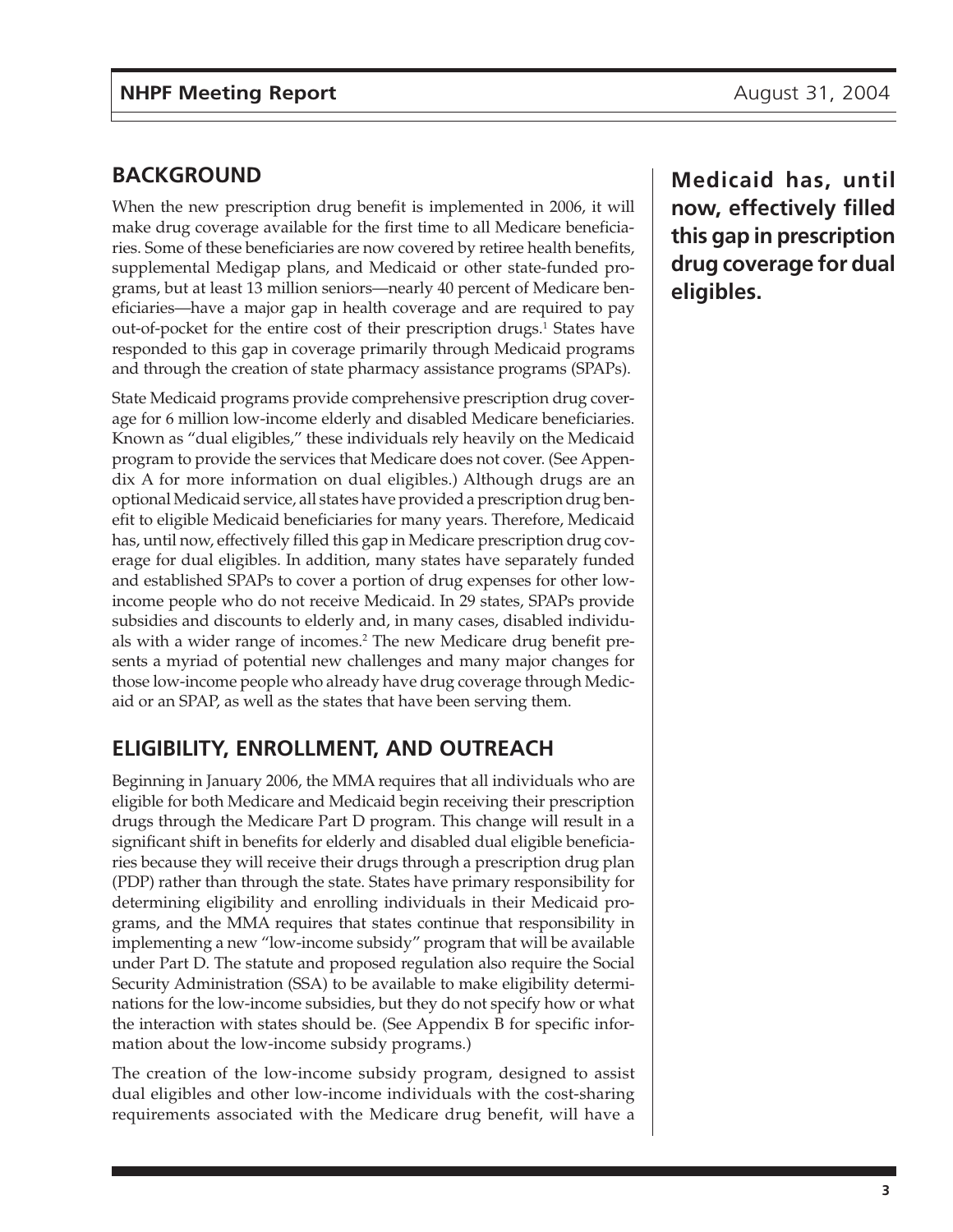## BACKGROUND

When the new prescription drug benefit is implemented in 2006, it will make drug coverage available for the first time to all Medicare beneficiaries. Some of these beneficiaries are now covered by retiree health benefits, supplemental Medigap plans, and Medicaid or other state-funded programs, but at least 13 million seniors—nearly 40 percent of Medicare beneficiaries—have a major gap in health coverage and are required to pay out-of-pocket for the entire cost of their prescription drugs.[1] States have responded to this gap in coverage primarily through Medicaid programs and through the creation of state pharmacy assistance programs (SPAPs).

State Medicaid programs provide comprehensive prescription drug coverage for 6 million low-income elderly and disabled Medicare beneficiaries. Known as "dual eligibles," these individuals rely heavily on the Medicaid program to provide the services that Medicare does not cover. (See Appendix A for more information on dual eligibles.) Although drugs are an optional Medicaid service, all states have provided a prescription drug benefit to eligible Medicaid beneficiaries for many years. Therefore, Medicaid has, until now, effectively filled this gap in Medicare prescription drug coverage for dual eligibles. In addition, many states have separately funded and established SPAPs to cover a portion of drug expenses for other low-income people who do not receive Medicaid. In 29 states, SPAPs provide subsidies and discounts to elderly and, in many cases, disabled individuals with a wider range of incomes.[2] The new Medicare drug benefit presents a myriad of potential new challenges and many major changes for those low-income people who already have drug coverage through Medicaid or an SPAP, as well as the states that have been serving them.

**Medicaid has, until now, effectively filled this gap in prescription drug coverage for dual eligibles.**

## ELIGIBILITY, ENROLLMENT, AND OUTREACH

Beginning in January 2006, the MMA requires that all individuals who are eligible for both Medicare and Medicaid begin receiving their prescription drugs through the Medicare Part D program. This change will result in a significant shift in benefits for elderly and disabled dual eligible beneficiaries because they will receive their drugs through a prescription drug plan (PDP) rather than through the state. States have primary responsibility for determining eligibility and enrolling individuals in their Medicaid programs, and the MMA requires that states continue that responsibility in implementing a new "low-income subsidy" program that will be available under Part D. The statute and proposed regulation also require the Social Security Administration (SSA) to be available to make eligibility determinations for the low-income subsidies, but they do not specify how or what the interaction with states should be. (See Appendix B for specific information about the low-income subsidy programs.)

The creation of the low-income subsidy program, designed to assist dual eligibles and other low-income individuals with the cost-sharing requirements associated with the Medicare drug benefit, will have a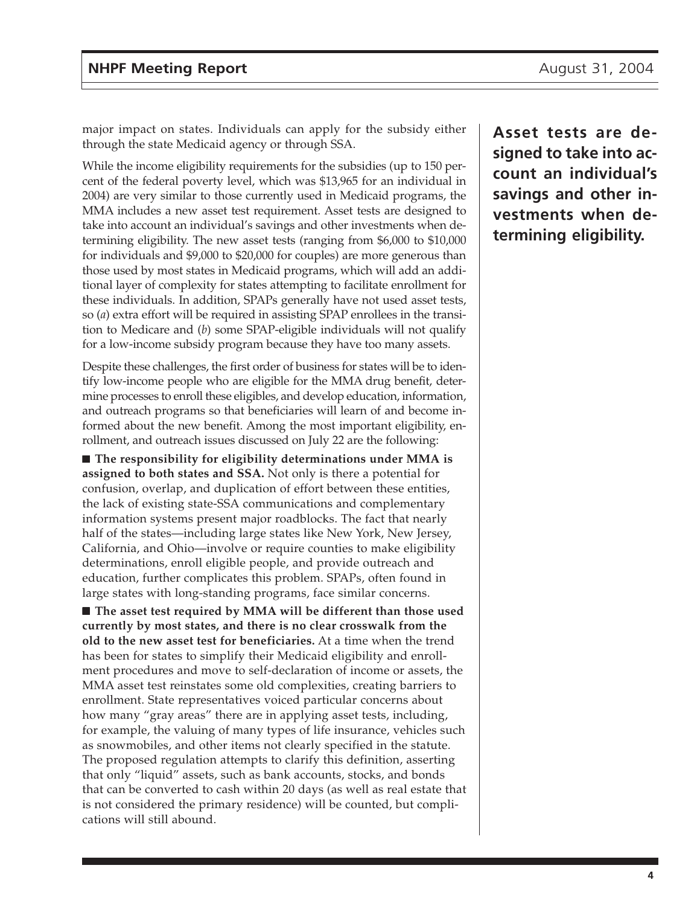major impact on states. Individuals can apply for the subsidy either through the state Medicaid agency or through SSA.

While the income eligibility requirements for the subsidies (up to 150 percent of the federal poverty level, which was $13,965 for an individual in 2004) are very similar to those currently used in Medicaid programs, the MMA includes a new asset test requirement. Asset tests are designed to take into account an individual's savings and other investments when determining eligibility. The new asset tests (ranging from $6,000 to $10,000 for individuals and $9,000 to $20,000 for couples) are more generous than those used by most states in Medicaid programs, which will add an additional layer of complexity for states attempting to facilitate enrollment for these individuals. In addition, SPAPs generally have not used asset tests, so (*a*) extra effort will be required in assisting SPAP enrollees in the transition to Medicare and (*b*) some SPAP-eligible individuals will not qualify for a low-income subsidy program because they have too many assets.

**Asset tests are designed to take into account an individual's savings and other investments when determining eligibility.**

Despite these challenges, the first order of business for states will be to identify low-income people who are eligible for the MMA drug benefit, determine processes to enroll these eligibles, and develop education, information, and outreach programs so that beneficiaries will learn of and become informed about the new benefit. Among the most important eligibility, enrollment, and outreach issues discussed on July 22 are the following:

- **The responsibility for eligibility determinations under MMA is assigned to both states and SSA.** Not only is there a potential for confusion, overlap, and duplication of effort between these entities, the lack of existing state-SSA communications and complementary information systems present major roadblocks. The fact that nearly half of the states—including large states like New York, New Jersey, California, and Ohio—involve or require counties to make eligibility determinations, enroll eligible people, and provide outreach and education, further complicates this problem. SPAPs, often found in large states with long-standing programs, face similar concerns.

- **The asset test required by MMA will be different than those used currently by most states, and there is no clear crosswalk from the old to the new asset test for beneficiaries.** At a time when the trend has been for states to simplify their Medicaid eligibility and enrollment procedures and move to self-declaration of income or assets, the MMA asset test reinstates some old complexities, creating barriers to enrollment. State representatives voiced particular concerns about how many "gray areas" there are in applying asset tests, including, for example, the valuing of many types of life insurance, vehicles such as snowmobiles, and other items not clearly specified in the statute. The proposed regulation attempts to clarify this definition, asserting that only "liquid" assets, such as bank accounts, stocks, and bonds that can be converted to cash within 20 days (as well as real estate that is not considered the primary residence) will be counted, but complications will still abound.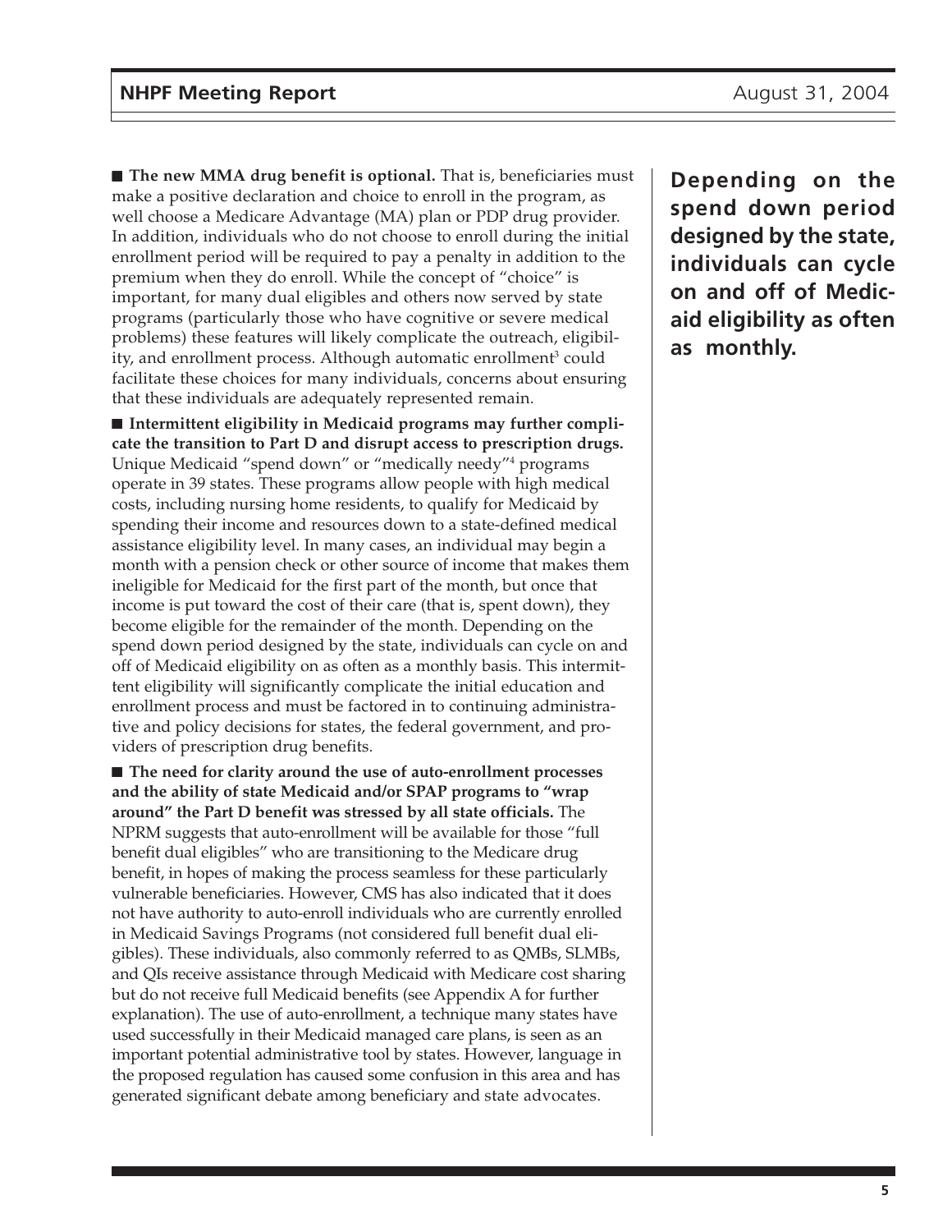■ **The new MMA drug benefit is optional.** That is, beneficiaries must make a positive declaration and choice to enroll in the program, as well choose a Medicare Advantage (MA) plan or PDP drug provider. In addition, individuals who do not choose to enroll during the initial enrollment period will be required to pay a penalty in addition to the premium when they do enroll. While the concept of "choice" is important, for many dual eligibles and others now served by state programs (particularly those who have cognitive or severe medical problems) these features will likely complicate the outreach, eligibility, and enrollment process. Although automatic enrollment[3] could facilitate these choices for many individuals, concerns about ensuring that these individuals are adequately represented remain.

■ **Intermittent eligibility in Medicaid programs may further complicate the transition to Part D and disrupt access to prescription drugs.** Unique Medicaid "spend down" or "medically needy"[4] programs operate in 39 states. These programs allow people with high medical costs, including nursing home residents, to qualify for Medicaid by spending their income and resources down to a state-defined medical assistance eligibility level. In many cases, an individual may begin a month with a pension check or other source of income that makes them ineligible for Medicaid for the first part of the month, but once that income is put toward the cost of their care (that is, spent down), they become eligible for the remainder of the month. Depending on the spend down period designed by the state, individuals can cycle on and off of Medicaid eligibility on as often as a monthly basis. This intermittent eligibility will significantly complicate the initial education and enrollment process and must be factored in to continuing administrative and policy decisions for states, the federal government, and providers of prescription drug benefits.

■ **The need for clarity around the use of auto-enrollment processes and the ability of state Medicaid and/or SPAP programs to "wrap around" the Part D benefit was stressed by all state officials.** The NPRM suggests that auto-enrollment will be available for those "full benefit dual eligibles" who are transitioning to the Medicare drug benefit, in hopes of making the process seamless for these particularly vulnerable beneficiaries. However, CMS has also indicated that it does not have authority to auto-enroll individuals who are currently enrolled in Medicaid Savings Programs (not considered full benefit dual eligibles). These individuals, also commonly referred to as QMBs, SLMBs, and QIs receive assistance through Medicaid with Medicare cost sharing but do not receive full Medicaid benefits (see Appendix A for further explanation). The use of auto-enrollment, a technique many states have used successfully in their Medicaid managed care plans, is seen as an important potential administrative tool by states. However, language in the proposed regulation has caused some confusion in this area and has generated significant debate among beneficiary and state advocates.

**Depending on the spend down period designed by the state, individuals can cycle on and off of Medicaid eligibility as often as monthly.**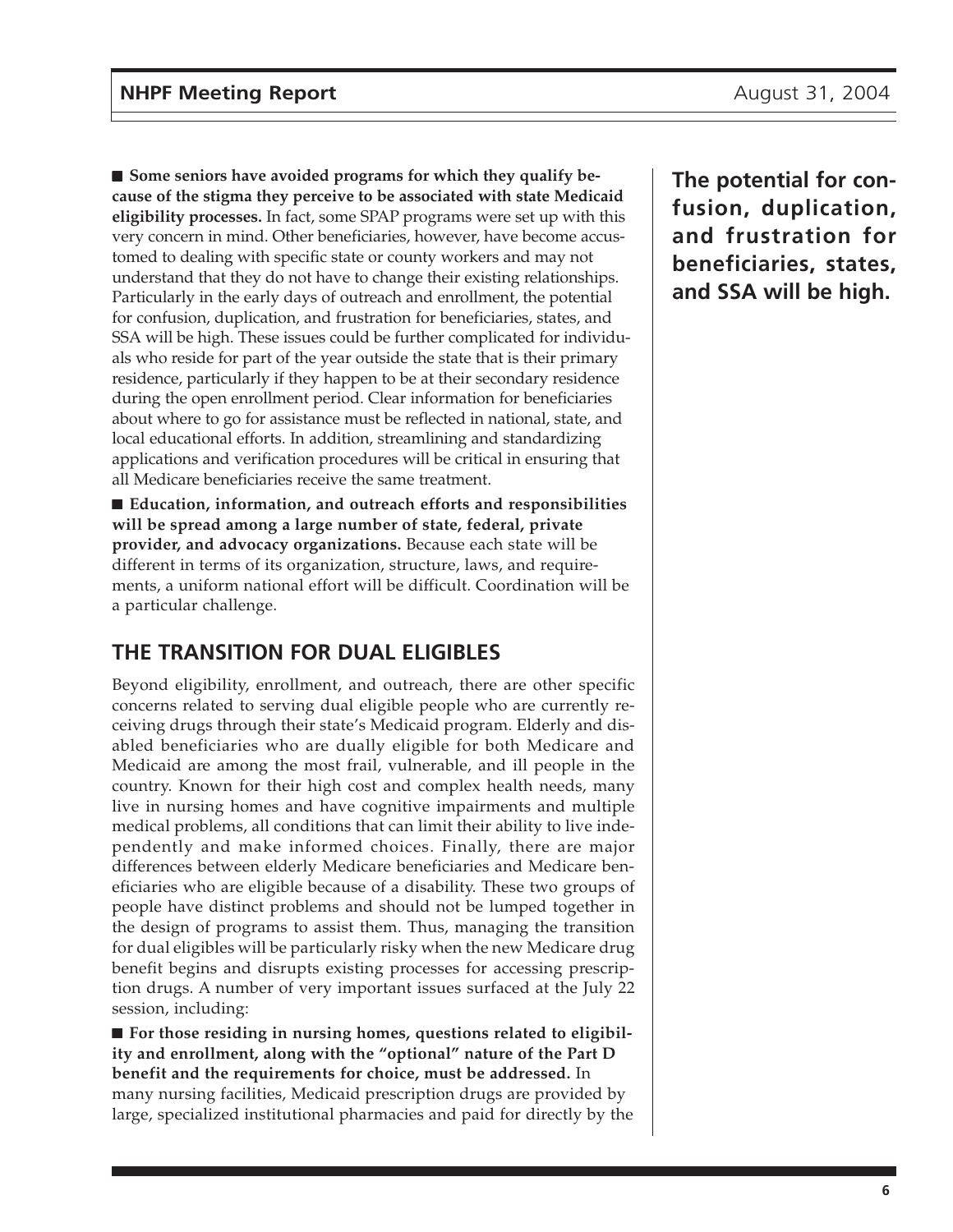■ **Some seniors have avoided programs for which they qualify because of the stigma they perceive to be associated with state Medicaid eligibility processes.** In fact, some SPAP programs were set up with this very concern in mind. Other beneficiaries, however, have become accustomed to dealing with specific state or county workers and may not understand that they do not have to change their existing relationships. Particularly in the early days of outreach and enrollment, the potential for confusion, duplication, and frustration for beneficiaries, states, and SSA will be high. These issues could be further complicated for individuals who reside for part of the year outside the state that is their primary residence, particularly if they happen to be at their secondary residence during the open enrollment period. Clear information for beneficiaries about where to go for assistance must be reflected in national, state, and local educational efforts. In addition, streamlining and standardizing applications and verification procedures will be critical in ensuring that all Medicare beneficiaries receive the same treatment.

**The potential for confusion, duplication, and frustration for beneficiaries, states, and SSA will be high.**

■ **Education, information, and outreach efforts and responsibilities will be spread among a large number of state, federal, private provider, and advocacy organizations.** Because each state will be different in terms of its organization, structure, laws, and requirements, a uniform national effort will be difficult. Coordination will be a particular challenge.

## THE TRANSITION FOR DUAL ELIGIBLES

Beyond eligibility, enrollment, and outreach, there are other specific concerns related to serving dual eligible people who are currently receiving drugs through their state's Medicaid program. Elderly and disabled beneficiaries who are dually eligible for both Medicare and Medicaid are among the most frail, vulnerable, and ill people in the country. Known for their high cost and complex health needs, many live in nursing homes and have cognitive impairments and multiple medical problems, all conditions that can limit their ability to live independently and make informed choices. Finally, there are major differences between elderly Medicare beneficiaries and Medicare beneficiaries who are eligible because of a disability. These two groups of people have distinct problems and should not be lumped together in the design of programs to assist them. Thus, managing the transition for dual eligibles will be particularly risky when the new Medicare drug benefit begins and disrupts existing processes for accessing prescription drugs. A number of very important issues surfaced at the July 22 session, including:

■ **For those residing in nursing homes, questions related to eligibility and enrollment, along with the "optional" nature of the Part D benefit and the requirements for choice, must be addressed.** In many nursing facilities, Medicaid prescription drugs are provided by large, specialized institutional pharmacies and paid for directly by the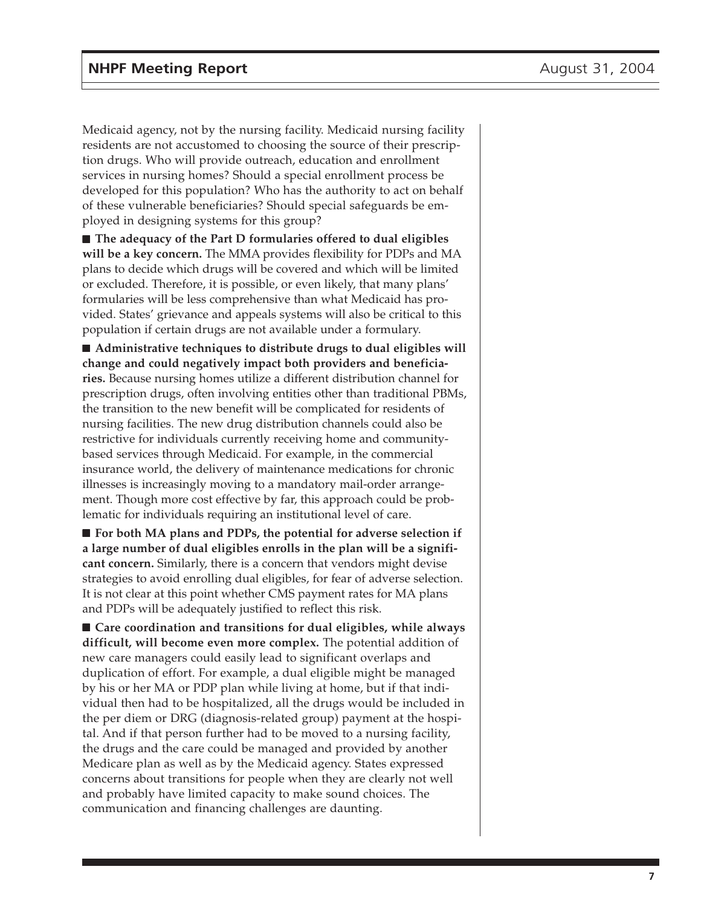Medicaid agency, not by the nursing facility. Medicaid nursing facility residents are not accustomed to choosing the source of their prescription drugs. Who will provide outreach, education and enrollment services in nursing homes? Should a special enrollment process be developed for this population? Who has the authority to act on behalf of these vulnerable beneficiaries? Should special safeguards be employed in designing systems for this group?

■ **The adequacy of the Part D formularies offered to dual eligibles will be a key concern.** The MMA provides flexibility for PDPs and MA plans to decide which drugs will be covered and which will be limited or excluded. Therefore, it is possible, or even likely, that many plans' formularies will be less comprehensive than what Medicaid has provided. States' grievance and appeals systems will also be critical to this population if certain drugs are not available under a formulary.

■ **Administrative techniques to distribute drugs to dual eligibles will change and could negatively impact both providers and beneficiaries.** Because nursing homes utilize a different distribution channel for prescription drugs, often involving entities other than traditional PBMs, the transition to the new benefit will be complicated for residents of nursing facilities. The new drug distribution channels could also be restrictive for individuals currently receiving home and community-based services through Medicaid. For example, in the commercial insurance world, the delivery of maintenance medications for chronic illnesses is increasingly moving to a mandatory mail-order arrangement. Though more cost effective by far, this approach could be problematic for individuals requiring an institutional level of care.

■ **For both MA plans and PDPs, the potential for adverse selection if a large number of dual eligibles enrolls in the plan will be a significant concern.** Similarly, there is a concern that vendors might devise strategies to avoid enrolling dual eligibles, for fear of adverse selection. It is not clear at this point whether CMS payment rates for MA plans and PDPs will be adequately justified to reflect this risk.

■ **Care coordination and transitions for dual eligibles, while always difficult, will become even more complex.** The potential addition of new care managers could easily lead to significant overlaps and duplication of effort. For example, a dual eligible might be managed by his or her MA or PDP plan while living at home, but if that individual then had to be hospitalized, all the drugs would be included in the per diem or DRG (diagnosis-related group) payment at the hospital. And if that person further had to be moved to a nursing facility, the drugs and the care could be managed and provided by another Medicare plan as well as by the Medicaid agency. States expressed concerns about transitions for people when they are clearly not well and probably have limited capacity to make sound choices. The communication and financing challenges are daunting.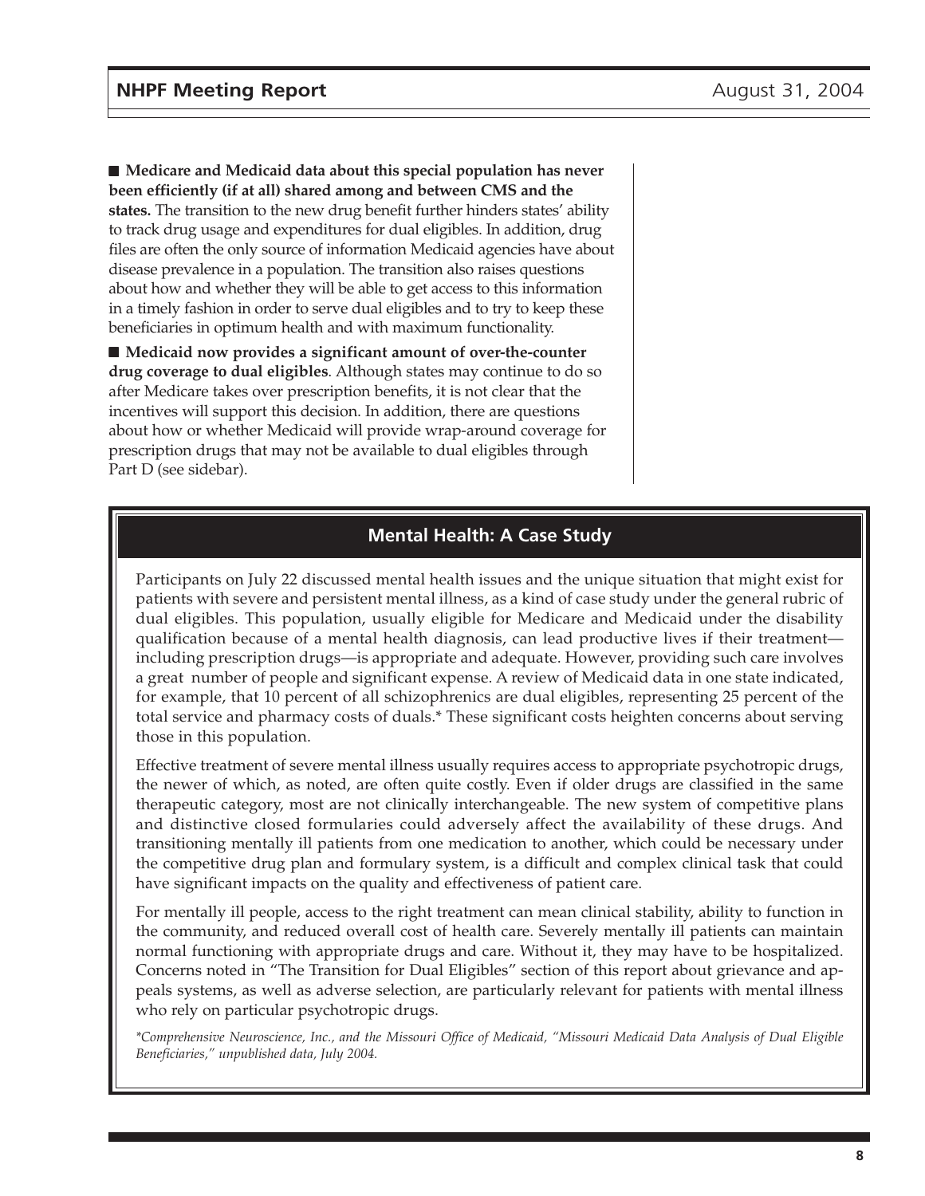- **Medicare and Medicaid data about this special population has never been efficiently (if at all) shared among and between CMS and the states.** The transition to the new drug benefit further hinders states' ability to track drug usage and expenditures for dual eligibles. In addition, drug files are often the only source of information Medicaid agencies have about disease prevalence in a population. The transition also raises questions about how and whether they will be able to get access to this information in a timely fashion in order to serve dual eligibles and to try to keep these beneficiaries in optimum health and with maximum functionality.

- **Medicaid now provides a significant amount of over-the-counter drug coverage to dual eligibles**. Although states may continue to do so after Medicare takes over prescription benefits, it is not clear that the incentives will support this decision. In addition, there are questions about how or whether Medicaid will provide wrap-around coverage for prescription drugs that may not be available to dual eligibles through Part D (see sidebar).

## Mental Health: A Case Study

Participants on July 22 discussed mental health issues and the unique situation that might exist for patients with severe and persistent mental illness, as a kind of case study under the general rubric of dual eligibles. This population, usually eligible for Medicare and Medicaid under the disability qualification because of a mental health diagnosis, can lead productive lives if their treatment—including prescription drugs—is appropriate and adequate. However, providing such care involves a great number of people and significant expense. A review of Medicaid data in one state indicated, for example, that 10 percent of all schizophrenics are dual eligibles, representing 25 percent of the total service and pharmacy costs of duals.* These significant costs heighten concerns about serving those in this population.

Effective treatment of severe mental illness usually requires access to appropriate psychotropic drugs, the newer of which, as noted, are often quite costly. Even if older drugs are classified in the same therapeutic category, most are not clinically interchangeable. The new system of competitive plans and distinctive closed formularies could adversely affect the availability of these drugs. And transitioning mentally ill patients from one medication to another, which could be necessary under the competitive drug plan and formulary system, is a difficult and complex clinical task that could have significant impacts on the quality and effectiveness of patient care.

For mentally ill people, access to the right treatment can mean clinical stability, ability to function in the community, and reduced overall cost of health care. Severely mentally ill patients can maintain normal functioning with appropriate drugs and care. Without it, they may have to be hospitalized. Concerns noted in "The Transition for Dual Eligibles" section of this report about grievance and appeals systems, as well as adverse selection, are particularly relevant for patients with mental illness who rely on particular psychotropic drugs.

*\*Comprehensive Neuroscience, Inc., and the Missouri Office of Medicaid, "Missouri Medicaid Data Analysis of Dual Eligible Beneficiaries," unpublished data, July 2004.*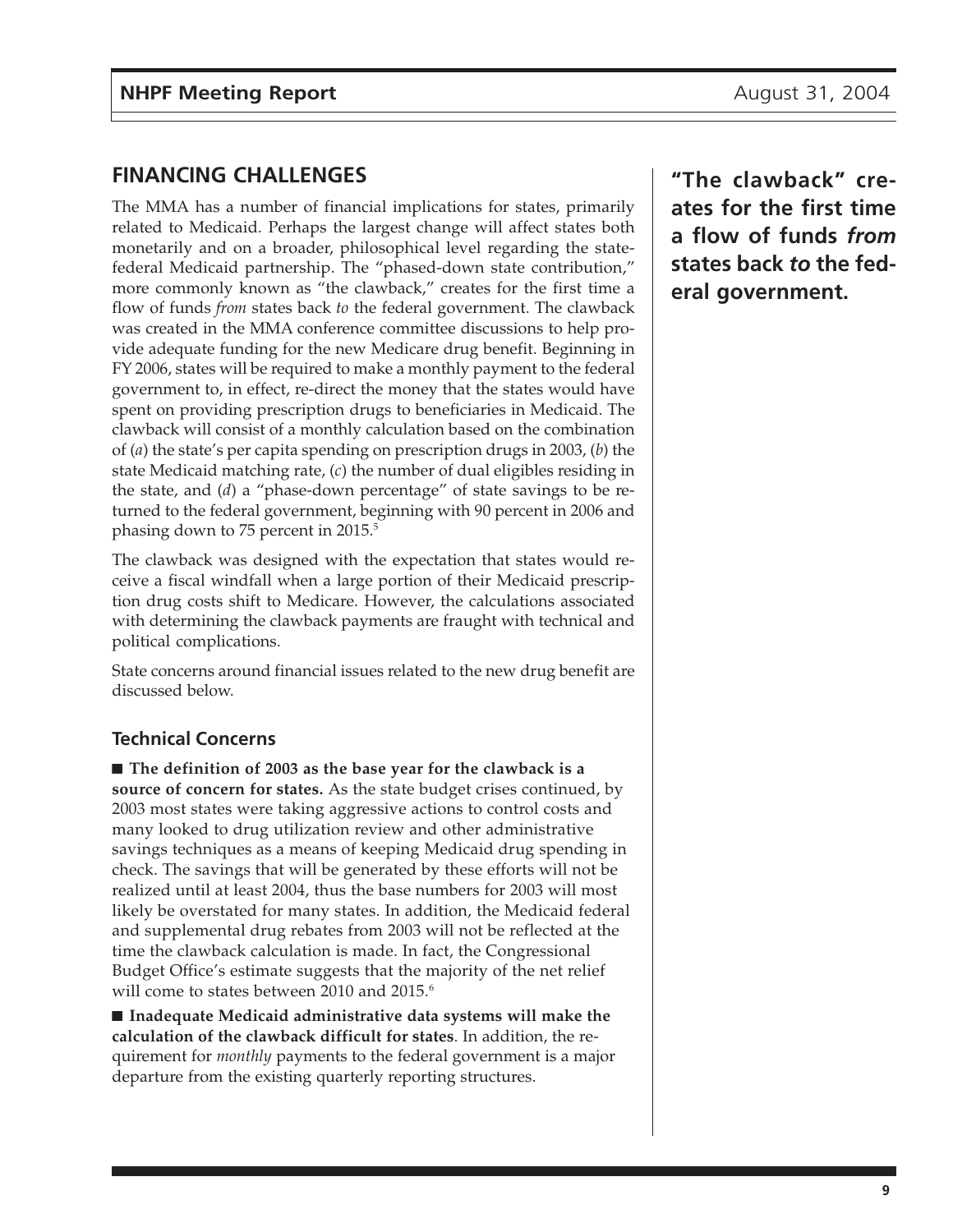## FINANCING CHALLENGES

The MMA has a number of financial implications for states, primarily related to Medicaid. Perhaps the largest change will affect states both monetarily and on a broader, philosophical level regarding the state-federal Medicaid partnership. The "phased-down state contribution," more commonly known as "the clawback," creates for the first time a flow of funds *from* states back *to* the federal government. The clawback was created in the MMA conference committee discussions to help provide adequate funding for the new Medicare drug benefit. Beginning in FY 2006, states will be required to make a monthly payment to the federal government to, in effect, re-direct the money that the states would have spent on providing prescription drugs to beneficiaries in Medicaid. The clawback will consist of a monthly calculation based on the combination of (*a*) the state's per capita spending on prescription drugs in 2003, (*b*) the state Medicaid matching rate, (*c*) the number of dual eligibles residing in the state, and (*d*) a "phase-down percentage" of state savings to be returned to the federal government, beginning with 90 percent in 2006 and phasing down to 75 percent in 2015.[5]

**"The clawback" creates for the first time a flow of funds *from* states back *to* the federal government.**

The clawback was designed with the expectation that states would receive a fiscal windfall when a large portion of their Medicaid prescription drug costs shift to Medicare. However, the calculations associated with determining the clawback payments are fraught with technical and political complications.

State concerns around financial issues related to the new drug benefit are discussed below.

### Technical Concerns

- **The definition of 2003 as the base year for the clawback is a source of concern for states.** As the state budget crises continued, by 2003 most states were taking aggressive actions to control costs and many looked to drug utilization review and other administrative savings techniques as a means of keeping Medicaid drug spending in check. The savings that will be generated by these efforts will not be realized until at least 2004, thus the base numbers for 2003 will most likely be overstated for many states. In addition, the Medicaid federal and supplemental drug rebates from 2003 will not be reflected at the time the clawback calculation is made. In fact, the Congressional Budget Office's estimate suggests that the majority of the net relief will come to states between 2010 and 2015.[6]

- **Inadequate Medicaid administrative data systems will make the calculation of the clawback difficult for states**. In addition, the requirement for *monthly* payments to the federal government is a major departure from the existing quarterly reporting structures.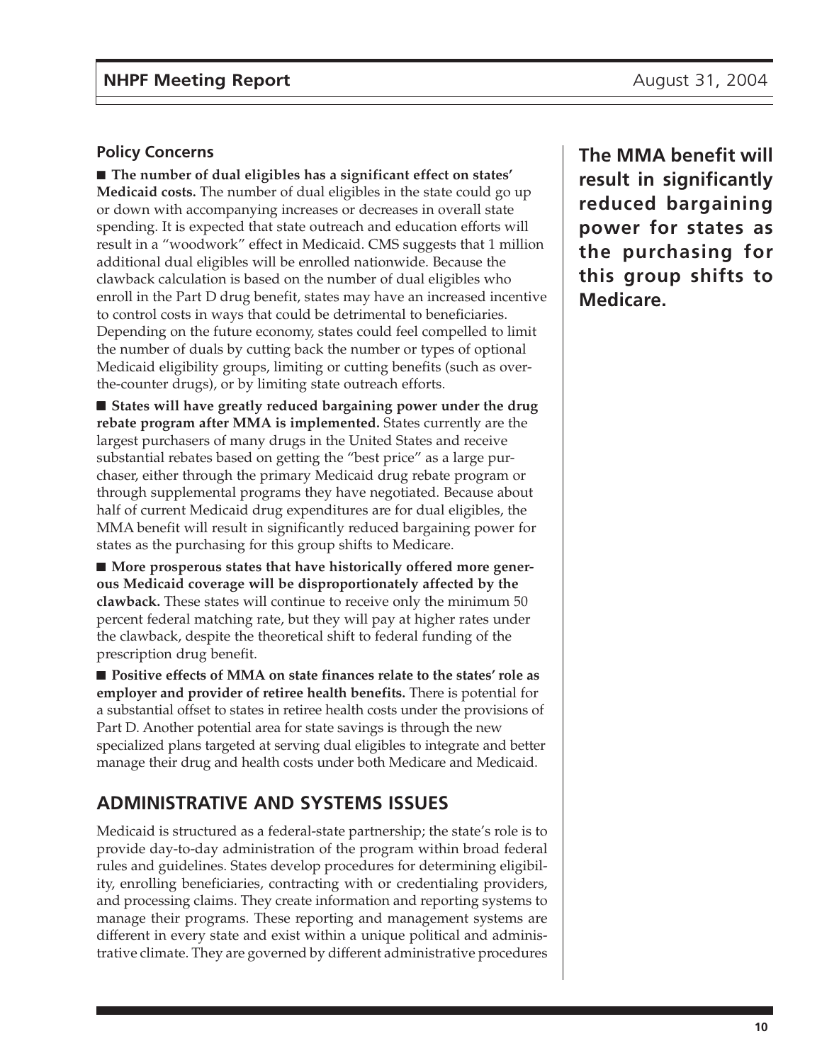### Policy Concerns

■ **The number of dual eligibles has a significant effect on states' Medicaid costs.** The number of dual eligibles in the state could go up or down with accompanying increases or decreases in overall state spending. It is expected that state outreach and education efforts will result in a "woodwork" effect in Medicaid. CMS suggests that 1 million additional dual eligibles will be enrolled nationwide. Because the clawback calculation is based on the number of dual eligibles who enroll in the Part D drug benefit, states may have an increased incentive to control costs in ways that could be detrimental to beneficiaries. Depending on the future economy, states could feel compelled to limit the number of duals by cutting back the number or types of optional Medicaid eligibility groups, limiting or cutting benefits (such as over-the-counter drugs), or by limiting state outreach efforts.

■ **States will have greatly reduced bargaining power under the drug rebate program after MMA is implemented.** States currently are the largest purchasers of many drugs in the United States and receive substantial rebates based on getting the "best price" as a large purchaser, either through the primary Medicaid drug rebate program or through supplemental programs they have negotiated. Because about half of current Medicaid drug expenditures are for dual eligibles, the MMA benefit will result in significantly reduced bargaining power for states as the purchasing for this group shifts to Medicare.

**The MMA benefit will result in significantly reduced bargaining power for states as the purchasing for this group shifts to Medicare.**

■ **More prosperous states that have historically offered more generous Medicaid coverage will be disproportionately affected by the clawback.** These states will continue to receive only the minimum 50 percent federal matching rate, but they will pay at higher rates under the clawback, despite the theoretical shift to federal funding of the prescription drug benefit.

■ **Positive effects of MMA on state finances relate to the states' role as employer and provider of retiree health benefits.** There is potential for a substantial offset to states in retiree health costs under the provisions of Part D. Another potential area for state savings is through the new specialized plans targeted at serving dual eligibles to integrate and better manage their drug and health costs under both Medicare and Medicaid.

## ADMINISTRATIVE AND SYSTEMS ISSUES

Medicaid is structured as a federal-state partnership; the state's role is to provide day-to-day administration of the program within broad federal rules and guidelines. States develop procedures for determining eligibility, enrolling beneficiaries, contracting with or credentialing providers, and processing claims. They create information and reporting systems to manage their programs. These reporting and management systems are different in every state and exist within a unique political and administrative climate. They are governed by different administrative procedures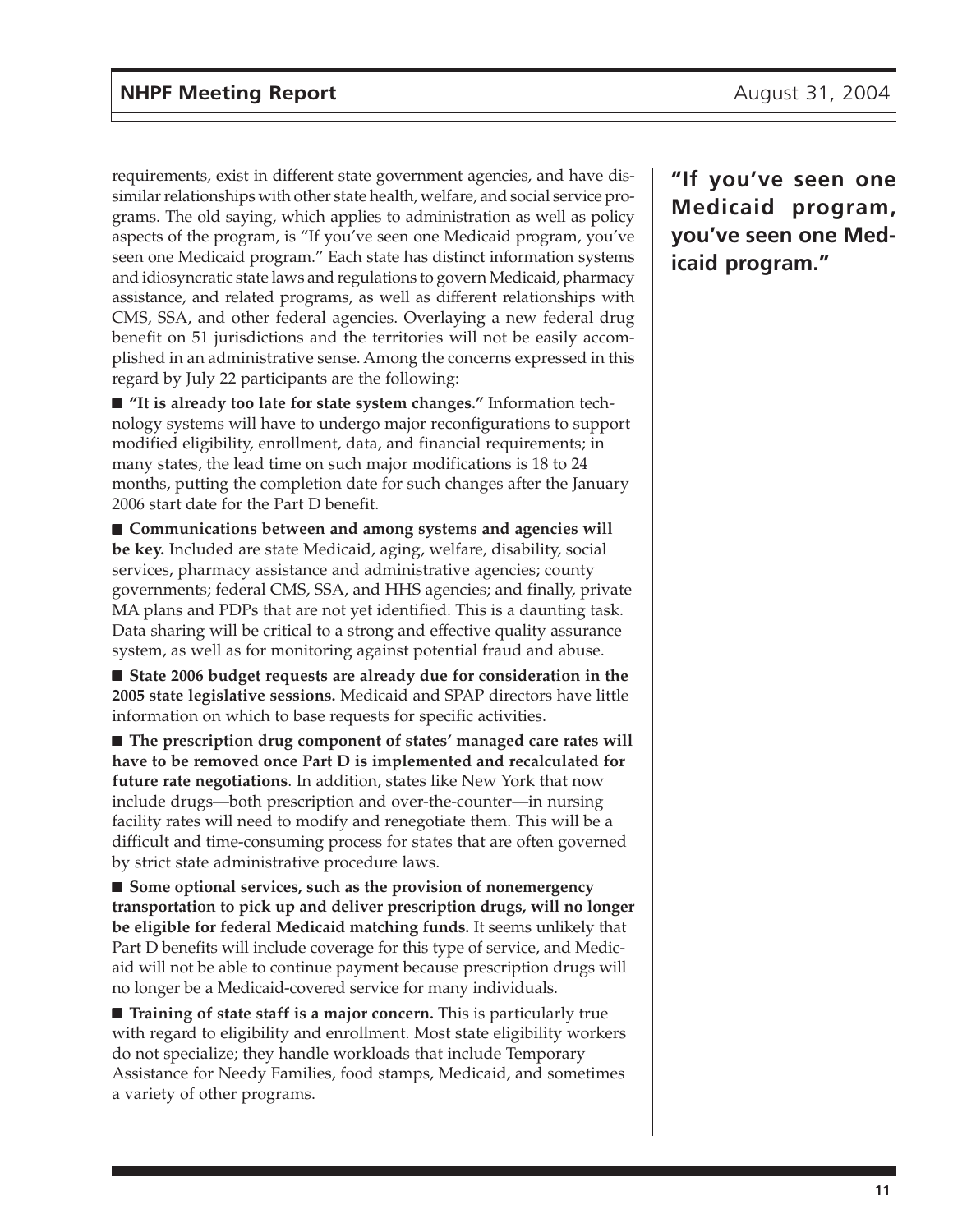requirements, exist in different state government agencies, and have dissimilar relationships with other state health, welfare, and social service programs. The old saying, which applies to administration as well as policy aspects of the program, is "If you've seen one Medicaid program, you've seen one Medicaid program." Each state has distinct information systems and idiosyncratic state laws and regulations to govern Medicaid, pharmacy assistance, and related programs, as well as different relationships with CMS, SSA, and other federal agencies. Overlaying a new federal drug benefit on 51 jurisdictions and the territories will not be easily accomplished in an administrative sense. Among the concerns expressed in this regard by July 22 participants are the following:

**"If you've seen one Medicaid program, you've seen one Medicaid program."**

- **"It is already too late for state system changes."** Information technology systems will have to undergo major reconfigurations to support modified eligibility, enrollment, data, and financial requirements; in many states, the lead time on such major modifications is 18 to 24 months, putting the completion date for such changes after the January 2006 start date for the Part D benefit.

- **Communications between and among systems and agencies will be key.** Included are state Medicaid, aging, welfare, disability, social services, pharmacy assistance and administrative agencies; county governments; federal CMS, SSA, and HHS agencies; and finally, private MA plans and PDPs that are not yet identified. This is a daunting task. Data sharing will be critical to a strong and effective quality assurance system, as well as for monitoring against potential fraud and abuse.

- **State 2006 budget requests are already due for consideration in the 2005 state legislative sessions.** Medicaid and SPAP directors have little information on which to base requests for specific activities.

- **The prescription drug component of states' managed care rates will have to be removed once Part D is implemented and recalculated for future rate negotiations**. In addition, states like New York that now include drugs—both prescription and over-the-counter—in nursing facility rates will need to modify and renegotiate them. This will be a difficult and time-consuming process for states that are often governed by strict state administrative procedure laws.

- **Some optional services, such as the provision of nonemergency transportation to pick up and deliver prescription drugs, will no longer be eligible for federal Medicaid matching funds.** It seems unlikely that Part D benefits will include coverage for this type of service, and Medicaid will not be able to continue payment because prescription drugs will no longer be a Medicaid-covered service for many individuals.

- **Training of state staff is a major concern.** This is particularly true with regard to eligibility and enrollment. Most state eligibility workers do not specialize; they handle workloads that include Temporary Assistance for Needy Families, food stamps, Medicaid, and sometimes a variety of other programs.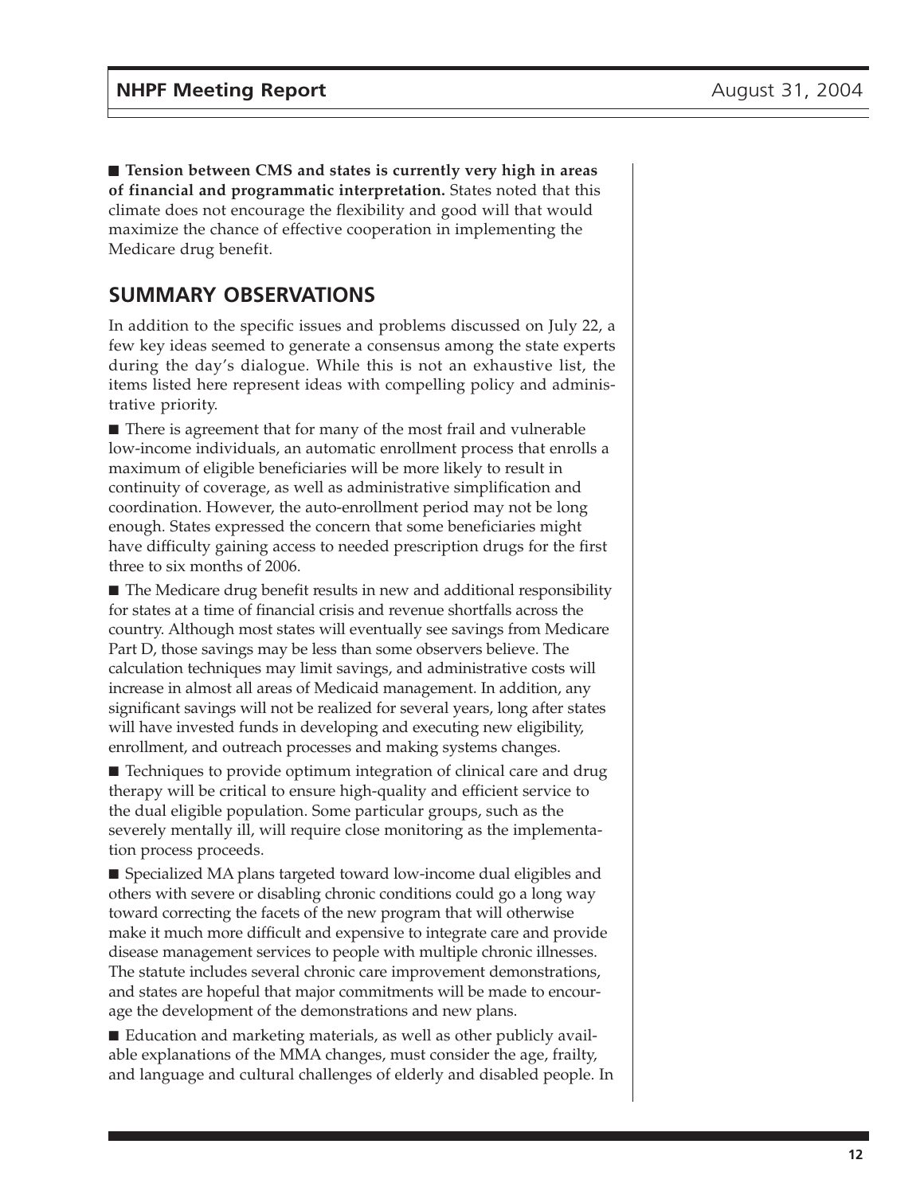■ **Tension between CMS and states is currently very high in areas of financial and programmatic interpretation.** States noted that this climate does not encourage the flexibility and good will that would maximize the chance of effective cooperation in implementing the Medicare drug benefit.

## SUMMARY OBSERVATIONS

In addition to the specific issues and problems discussed on July 22, a few key ideas seemed to generate a consensus among the state experts during the day's dialogue. While this is not an exhaustive list, the items listed here represent ideas with compelling policy and administrative priority.

■ There is agreement that for many of the most frail and vulnerable low-income individuals, an automatic enrollment process that enrolls a maximum of eligible beneficiaries will be more likely to result in continuity of coverage, as well as administrative simplification and coordination. However, the auto-enrollment period may not be long enough. States expressed the concern that some beneficiaries might have difficulty gaining access to needed prescription drugs for the first three to six months of 2006.

■ The Medicare drug benefit results in new and additional responsibility for states at a time of financial crisis and revenue shortfalls across the country. Although most states will eventually see savings from Medicare Part D, those savings may be less than some observers believe. The calculation techniques may limit savings, and administrative costs will increase in almost all areas of Medicaid management. In addition, any significant savings will not be realized for several years, long after states will have invested funds in developing and executing new eligibility, enrollment, and outreach processes and making systems changes.

■ Techniques to provide optimum integration of clinical care and drug therapy will be critical to ensure high-quality and efficient service to the dual eligible population. Some particular groups, such as the severely mentally ill, will require close monitoring as the implementation process proceeds.

■ Specialized MA plans targeted toward low-income dual eligibles and others with severe or disabling chronic conditions could go a long way toward correcting the facets of the new program that will otherwise make it much more difficult and expensive to integrate care and provide disease management services to people with multiple chronic illnesses. The statute includes several chronic care improvement demonstrations, and states are hopeful that major commitments will be made to encourage the development of the demonstrations and new plans.

■ Education and marketing materials, as well as other publicly available explanations of the MMA changes, must consider the age, frailty, and language and cultural challenges of elderly and disabled people. In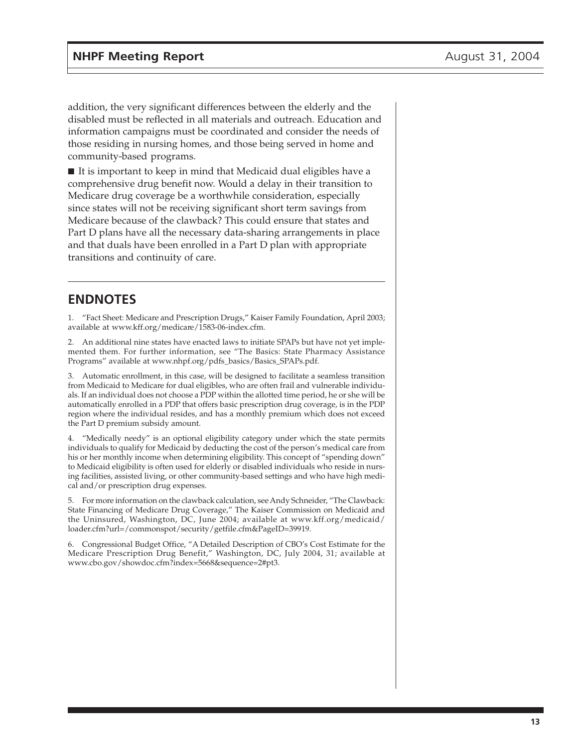addition, the very significant differences between the elderly and the disabled must be reflected in all materials and outreach. Education and information campaigns must be coordinated and consider the needs of those residing in nursing homes, and those being served in home and community-based programs.

■ It is important to keep in mind that Medicaid dual eligibles have a comprehensive drug benefit now. Would a delay in their transition to Medicare drug coverage be a worthwhile consideration, especially since states will not be receiving significant short term savings from Medicare because of the clawback? This could ensure that states and Part D plans have all the necessary data-sharing arrangements in place and that duals have been enrolled in a Part D plan with appropriate transitions and continuity of care.

## ENDNOTES

1. "Fact Sheet: Medicare and Prescription Drugs," Kaiser Family Foundation, April 2003; available at www.kff.org/medicare/1583-06-index.cfm.

2. An additional nine states have enacted laws to initiate SPAPs but have not yet implemented them. For further information, see "The Basics: State Pharmacy Assistance Programs" available at www.nhpf.org/pdfs_basics/Basics_SPAPs.pdf.

3. Automatic enrollment, in this case, will be designed to facilitate a seamless transition from Medicaid to Medicare for dual eligibles, who are often frail and vulnerable individuals. If an individual does not choose a PDP within the allotted time period, he or she will be automatically enrolled in a PDP that offers basic prescription drug coverage, is in the PDP region where the individual resides, and has a monthly premium which does not exceed the Part D premium subsidy amount.

4. "Medically needy" is an optional eligibility category under which the state permits individuals to qualify for Medicaid by deducting the cost of the person's medical care from his or her monthly income when determining eligibility. This concept of "spending down" to Medicaid eligibility is often used for elderly or disabled individuals who reside in nursing facilities, assisted living, or other community-based settings and who have high medical and/or prescription drug expenses.

5. For more information on the clawback calculation, see Andy Schneider, "The Clawback: State Financing of Medicare Drug Coverage," The Kaiser Commission on Medicaid and the Uninsured, Washington, DC, June 2004; available at www.kff.org/medicaid/loader.cfm?url=/commonspot/security/getfile.cfm&PageID=39919.

6. Congressional Budget Office, "A Detailed Description of CBO's Cost Estimate for the Medicare Prescription Drug Benefit," Washington, DC, July 2004, 31; available at www.cbo.gov/showdoc.cfm?index=5668&sequence=2#pt3.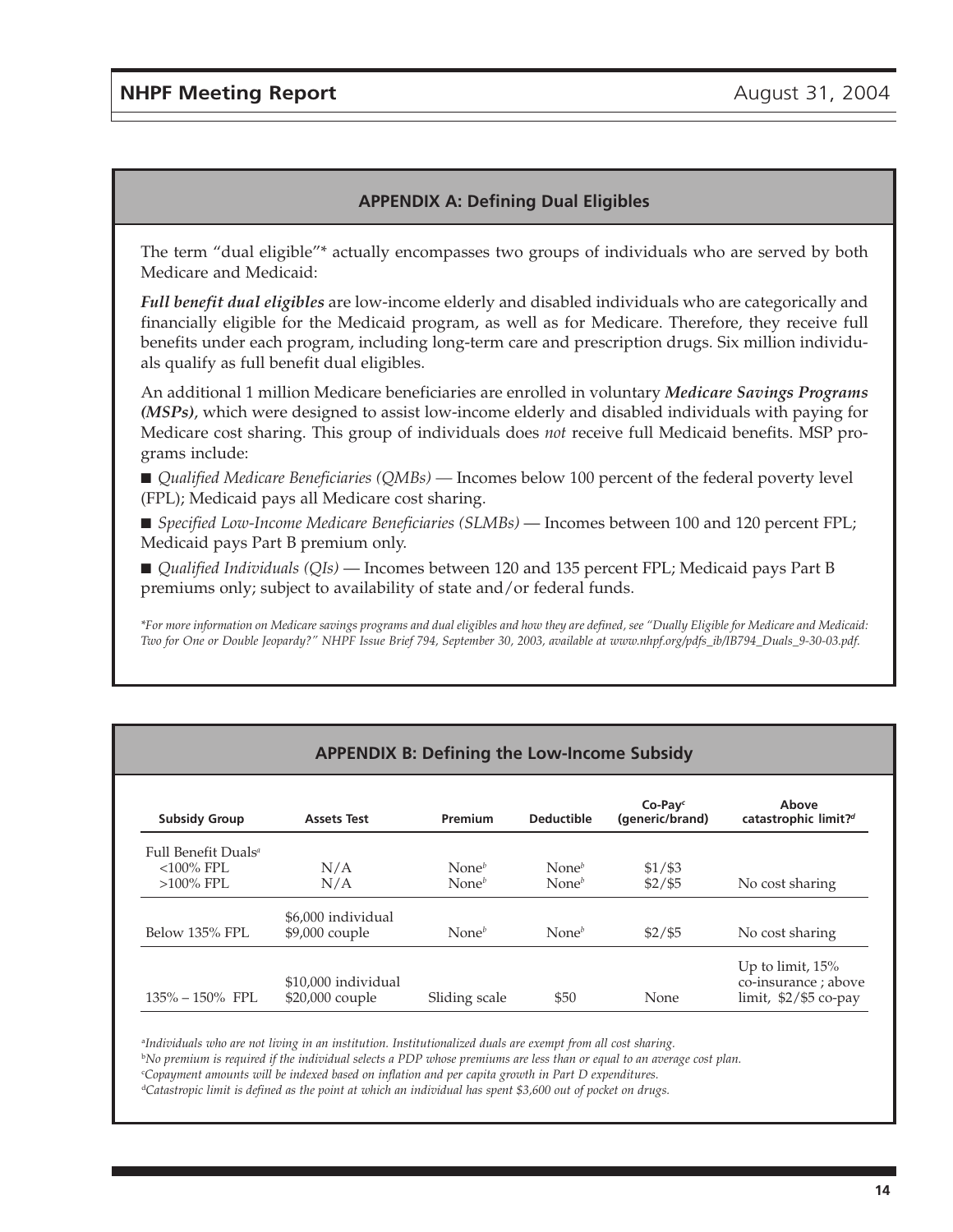## APPENDIX A: Defining Dual Eligibles

The term "dual eligible"* actually encompasses two groups of individuals who are served by both Medicare and Medicaid:

***Full benefit dual eligibles*** are low-income elderly and disabled individuals who are categorically and financially eligible for the Medicaid program, as well as for Medicare. Therefore, they receive full benefits under each program, including long-term care and prescription drugs. Six million individuals qualify as full benefit dual eligibles.

An additional 1 million Medicare beneficiaries are enrolled in voluntary ***Medicare Savings Programs (MSPs)***, which were designed to assist low-income elderly and disabled individuals with paying for Medicare cost sharing. This group of individuals does *not* receive full Medicaid benefits. MSP programs include:

- *Qualified Medicare Beneficiaries (QMBs)* — Incomes below 100 percent of the federal poverty level (FPL); Medicaid pays all Medicare cost sharing.
- *Specified Low-Income Medicare Beneficiaries (SLMBs)* — Incomes between 100 and 120 percent FPL; Medicaid pays Part B premium only.
- *Qualified Individuals (QIs)* — Incomes between 120 and 135 percent FPL; Medicaid pays Part B premiums only; subject to availability of state and/or federal funds.

**For more information on Medicare savings programs and dual eligibles and how they are defined, see "Dually Eligible for Medicare and Medicaid: Two for One or Double Jeopardy?" NHPF Issue Brief 794, September 30, 2003, available at www.nhpf.org/pdfs_ib/IB794_Duals_9-30-03.pdf.*

## APPENDIX B: Defining the Low-Income Subsidy

| Subsidy Group | Assets Test | Premium | Deductible | Co-Pay[c] (generic/brand) | Above catastrophic limit?[d] |
|---|---|---|---|---|---|
| Full Benefit Duals[a] | | | | | |
| <100% FPL | N/A | None[b] | None[b] | $1/$3 | |
| >100% FPL | N/A | None[b] | None[b] | $2/$5 | No cost sharing |
| Below 135% FPL | $6,000 individual $9,000 couple | None[b] | None[b] | $2/$5 | No cost sharing |
| 135% – 150% FPL | $10,000 individual $20,000 couple | Sliding scale | $50 | None | Up to limit, 15% co-insurance ; above limit, $2/$5 co-pay |

[a]*Individuals who are not living in an institution. Institutionalized duals are exempt from all cost sharing.*
[b]*No premium is required if the individual selects a PDP whose premiums are less than or equal to an average cost plan.*
[c]*Copayment amounts will be indexed based on inflation and per capita growth in Part D expenditures.*
[d]*Catastropic limit is defined as the point at which an individual has spent $3,600 out of pocket on drugs.*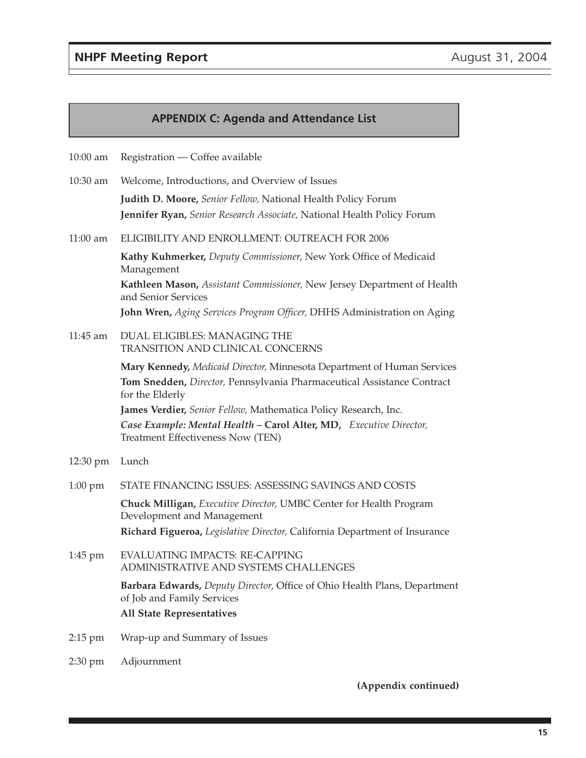## APPENDIX C: Agenda and Attendance List

10:00 am Registration — Coffee available

10:30 am Welcome, Introductions, and Overview of Issues

**Judith D. Moore,** *Senior Fellow,* National Health Policy Forum
**Jennifer Ryan,** *Senior Research Associate,* National Health Policy Forum

11:00 am ELIGIBILITY AND ENROLLMENT: OUTREACH FOR 2006

**Kathy Kuhmerker,** *Deputy Commissioner,* New York Office of Medicaid Management
**Kathleen Mason,** *Assistant Commissioner,* New Jersey Department of Health and Senior Services
**John Wren,** *Aging Services Program Officer,* DHHS Administration on Aging

11:45 am DUAL ELIGIBLES: MANAGING THE TRANSITION AND CLINICAL CONCERNS

**Mary Kennedy,** *Medicaid Director,* Minnesota Department of Human Services
**Tom Snedden,** *Director,* Pennsylvania Pharmaceutical Assistance Contract for the Elderly
**James Verdier,** *Senior Fellow,* Mathematica Policy Research, Inc.
***Case Example: Mental Health* – Carol Alter, MD,** *Executive Director,* Treatment Effectiveness Now (TEN)

12:30 pm Lunch

1:00 pm STATE FINANCING ISSUES: ASSESSING SAVINGS AND COSTS

**Chuck Milligan,** *Executive Director,* UMBC Center for Health Program Development and Management
**Richard Figueroa,** *Legislative Director,* California Department of Insurance

1:45 pm EVALUATING IMPACTS: RE-CAPPING ADMINISTRATIVE AND SYSTEMS CHALLENGES

**Barbara Edwards,** *Deputy Director,* Office of Ohio Health Plans, Department of Job and Family Services
**All State Representatives**

2:15 pm Wrap-up and Summary of Issues

2:30 pm Adjournment

**(Appendix continued)**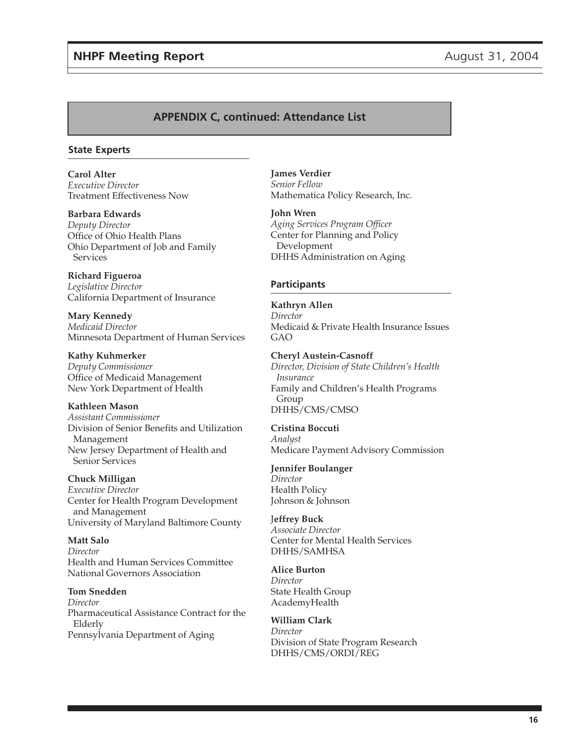## APPENDIX C, continued: Attendance List

### State Experts

**Carol Alter**
*Executive Director*
Treatment Effectiveness Now

**Barbara Edwards**
*Deputy Director*
Office of Ohio Health Plans
Ohio Department of Job and Family Services

**Richard Figueroa**
*Legislative Director*
California Department of Insurance

**Mary Kennedy**
*Medicaid Director*
Minnesota Department of Human Services

**Kathy Kuhmerker**
*Deputy Commissioner*
Office of Medicaid Management
New York Department of Health

**Kathleen Mason**
*Assistant Commissioner*
Division of Senior Benefits and Utilization Management
New Jersey Department of Health and Senior Services

**Chuck Milligan**
*Executive Director*
Center for Health Program Development and Management
University of Maryland Baltimore County

**Matt Salo**
*Director*
Health and Human Services Committee
National Governors Association

**Tom Snedden**
*Director*
Pharmaceutical Assistance Contract for the Elderly
Pennsylvania Department of Aging

**James Verdier**
*Senior Fellow*
Mathematica Policy Research, Inc.

**John Wren**
*Aging Services Program Officer*
Center for Planning and Policy Development
DHHS Administration on Aging

### Participants

**Kathryn Allen**
*Director*
Medicaid & Private Health Insurance Issues
GAO

**Cheryl Austein-Casnoff**
*Director, Division of State Children's Health Insurance*
Family and Children's Health Programs Group
DHHS/CMS/CMSO

**Cristina Boccuti**
*Analyst*
Medicare Payment Advisory Commission

**Jennifer Boulanger**
*Director*
Health Policy
Johnson & Johnson

**Jeffrey Buck**
*Associate Director*
Center for Mental Health Services
DHHS/SAMHSA

**Alice Burton**
*Director*
State Health Group
AcademyHealth

**William Clark**
*Director*
Division of State Program Research
DHHS/CMS/ORDI/REG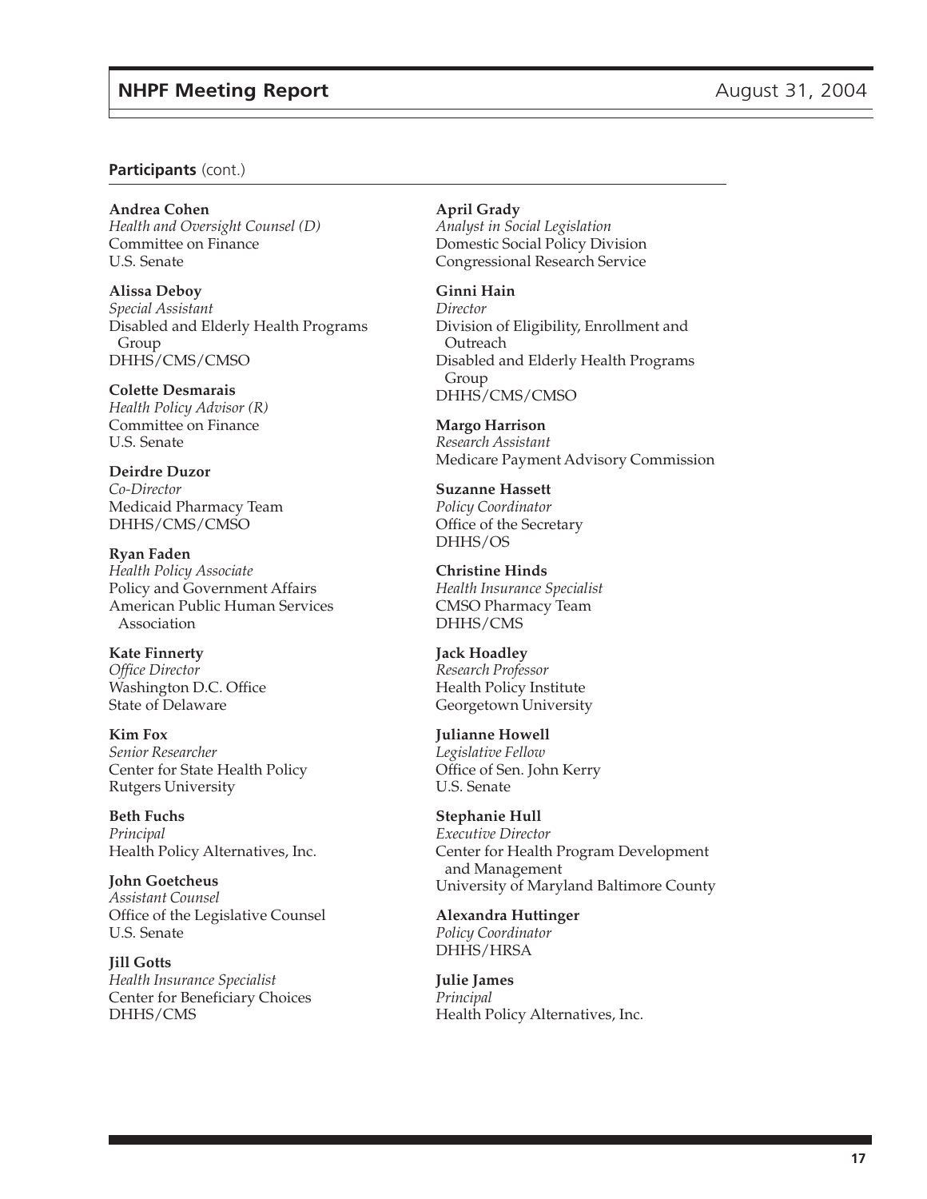**Participants** (cont.)

**Andrea Cohen**
*Health and Oversight Counsel (D)*
Committee on Finance
U.S. Senate

**Alissa Deboy**
*Special Assistant*
Disabled and Elderly Health Programs Group
DHHS/CMS/CMSO

**Colette Desmarais**
*Health Policy Advisor (R)*
Committee on Finance
U.S. Senate

**Deirdre Duzor**
*Co-Director*
Medicaid Pharmacy Team
DHHS/CMS/CMSO

**Ryan Faden**
*Health Policy Associate*
Policy and Government Affairs
American Public Human Services Association

**Kate Finnerty**
*Office Director*
Washington D.C. Office
State of Delaware

**Kim Fox**
*Senior Researcher*
Center for State Health Policy
Rutgers University

**Beth Fuchs**
*Principal*
Health Policy Alternatives, Inc.

**John Goetcheus**
*Assistant Counsel*
Office of the Legislative Counsel
U.S. Senate

**Jill Gotts**
*Health Insurance Specialist*
Center for Beneficiary Choices
DHHS/CMS

**April Grady**
*Analyst in Social Legislation*
Domestic Social Policy Division
Congressional Research Service

**Ginni Hain**
*Director*
Division of Eligibility, Enrollment and Outreach
Disabled and Elderly Health Programs Group
DHHS/CMS/CMSO

**Margo Harrison**
*Research Assistant*
Medicare Payment Advisory Commission

**Suzanne Hassett**
*Policy Coordinator*
Office of the Secretary
DHHS/OS

**Christine Hinds**
*Health Insurance Specialist*
CMSO Pharmacy Team
DHHS/CMS

**Jack Hoadley**
*Research Professor*
Health Policy Institute
Georgetown University

**Julianne Howell**
*Legislative Fellow*
Office of Sen. John Kerry
U.S. Senate

**Stephanie Hull**
*Executive Director*
Center for Health Program Development and Management
University of Maryland Baltimore County

**Alexandra Huttinger**
*Policy Coordinator*
DHHS/HRSA

**Julie James**
*Principal*
Health Policy Alternatives, Inc.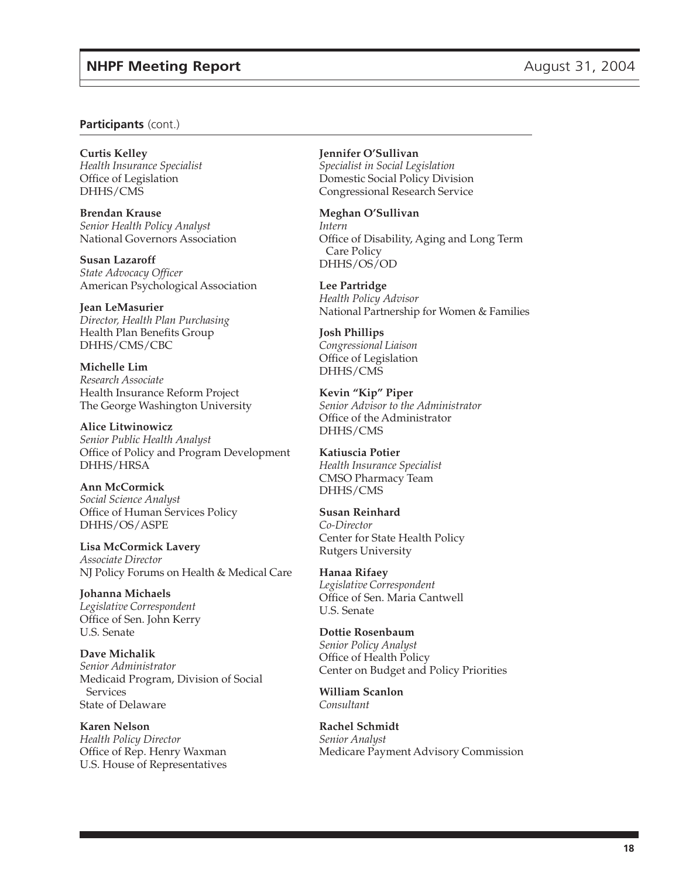**Participants** (cont.)

**Curtis Kelley**
*Health Insurance Specialist*
Office of Legislation
DHHS/CMS

**Brendan Krause**
*Senior Health Policy Analyst*
National Governors Association

**Susan Lazaroff**
*State Advocacy Officer*
American Psychological Association

**Jean LeMasurier**
*Director, Health Plan Purchasing*
Health Plan Benefits Group
DHHS/CMS/CBC

**Michelle Lim**
*Research Associate*
Health Insurance Reform Project
The George Washington University

**Alice Litwinowicz**
*Senior Public Health Analyst*
Office of Policy and Program Development
DHHS/HRSA

**Ann McCormick**
*Social Science Analyst*
Office of Human Services Policy
DHHS/OS/ASPE

**Lisa McCormick Lavery**
*Associate Director*
NJ Policy Forums on Health & Medical Care

**Johanna Michaels**
*Legislative Correspondent*
Office of Sen. John Kerry
U.S. Senate

**Dave Michalik**
*Senior Administrator*
Medicaid Program, Division of Social Services
State of Delaware

**Karen Nelson**
*Health Policy Director*
Office of Rep. Henry Waxman
U.S. House of Representatives

**Jennifer O'Sullivan**
*Specialist in Social Legislation*
Domestic Social Policy Division
Congressional Research Service

**Meghan O'Sullivan**
*Intern*
Office of Disability, Aging and Long Term Care Policy
DHHS/OS/OD

**Lee Partridge**
*Health Policy Advisor*
National Partnership for Women & Families

**Josh Phillips**
*Congressional Liaison*
Office of Legislation
DHHS/CMS

**Kevin "Kip" Piper**
*Senior Advisor to the Administrator*
Office of the Administrator
DHHS/CMS

**Katiuscia Potier**
*Health Insurance Specialist*
CMSO Pharmacy Team
DHHS/CMS

**Susan Reinhard**
*Co-Director*
Center for State Health Policy
Rutgers University

**Hanaa Rifaey**
*Legislative Correspondent*
Office of Sen. Maria Cantwell
U.S. Senate

**Dottie Rosenbaum**
*Senior Policy Analyst*
Office of Health Policy
Center on Budget and Policy Priorities

**William Scanlon**
*Consultant*

**Rachel Schmidt**
*Senior Analyst*
Medicare Payment Advisory Commission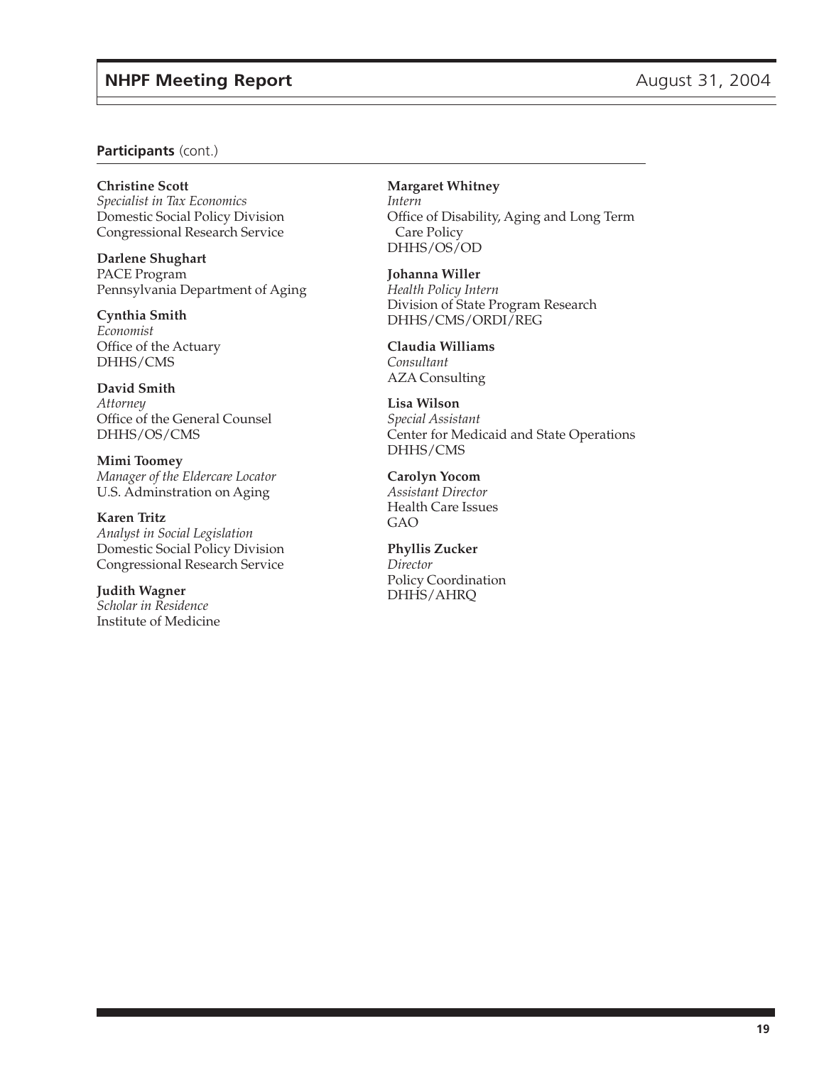**Participants** (cont.)

**Christine Scott**
*Specialist in Tax Economics*
Domestic Social Policy Division
Congressional Research Service

**Darlene Shughart**
PACE Program
Pennsylvania Department of Aging

**Cynthia Smith**
*Economist*
Office of the Actuary
DHHS/CMS

**David Smith**
*Attorney*
Office of the General Counsel
DHHS/OS/CMS

**Mimi Toomey**
*Manager of the Eldercare Locator*
U.S. Adminstration on Aging

**Karen Tritz**
*Analyst in Social Legislation*
Domestic Social Policy Division
Congressional Research Service

**Judith Wagner**
*Scholar in Residence*
Institute of Medicine

**Margaret Whitney**
*Intern*
Office of Disability, Aging and Long Term Care Policy
DHHS/OS/OD

**Johanna Willer**
*Health Policy Intern*
Division of State Program Research
DHHS/CMS/ORDI/REG

**Claudia Williams**
*Consultant*
AZA Consulting

**Lisa Wilson**
*Special Assistant*
Center for Medicaid and State Operations
DHHS/CMS

**Carolyn Yocom**
*Assistant Director*
Health Care Issues
GAO

**Phyllis Zucker**
*Director*
Policy Coordination
DHHS/AHRQ